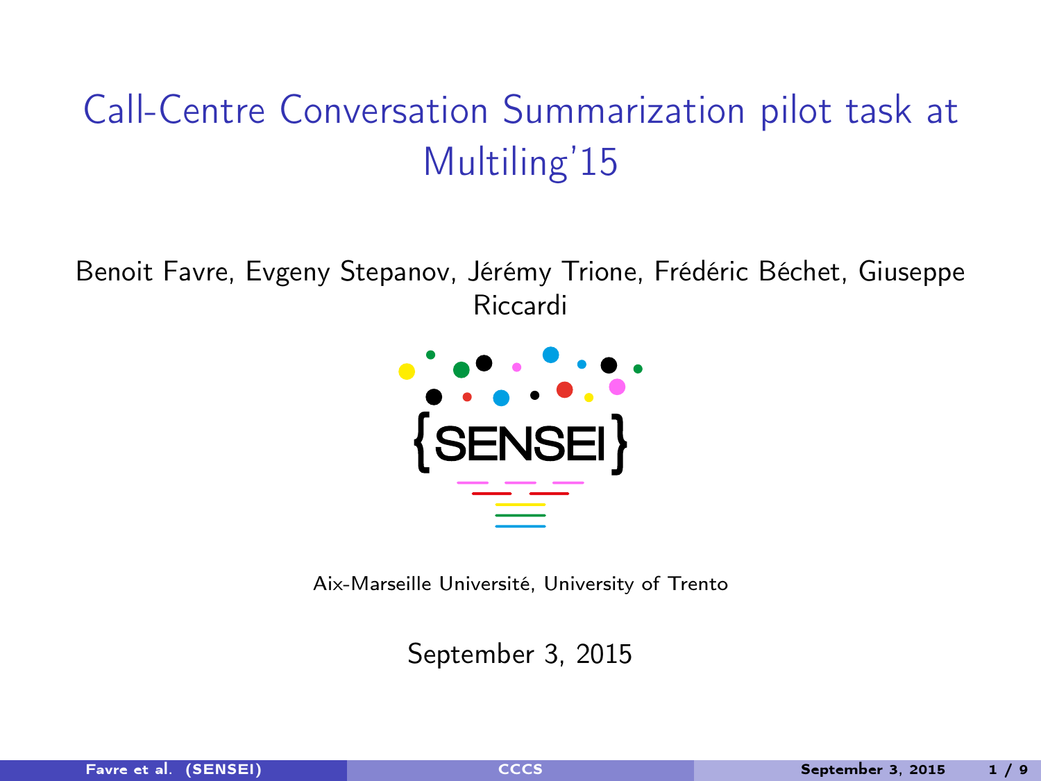# Call-Centre Conversation Summarization pilot task at Multiling'15

Benoit Favre, Evgeny Stepanov, Jérémy Trione, Frédéric Béchet, Giuseppe Riccardi

{SENSEI}

Aix-Marseille Université, University of Trento

September 3, 2015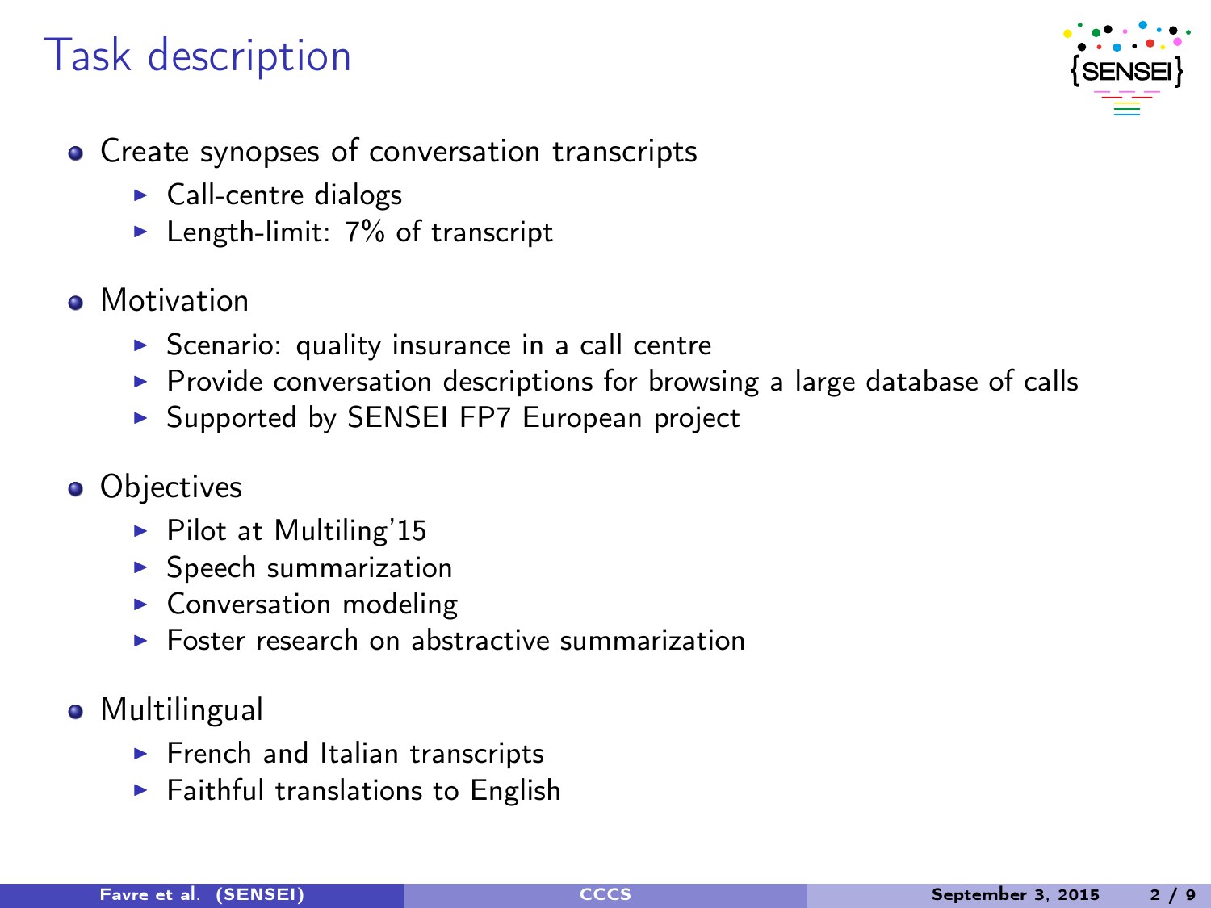# Task description

- Create synopses of conversation transcripts
  - Call-centre dialogs
  - Length-limit: 7% of transcript

- Motivation
  - Scenario: quality insurance in a call centre
  - Provide conversation descriptions for browsing a large database of calls
  - Supported by SENSEI FP7 European project

- Objectives
  - Pilot at Multiling'15
  - Speech summarization
  - Conversation modeling
  - Foster research on abstractive summarization

- Multilingual
  - French and Italian transcripts
  - Faithful translations to English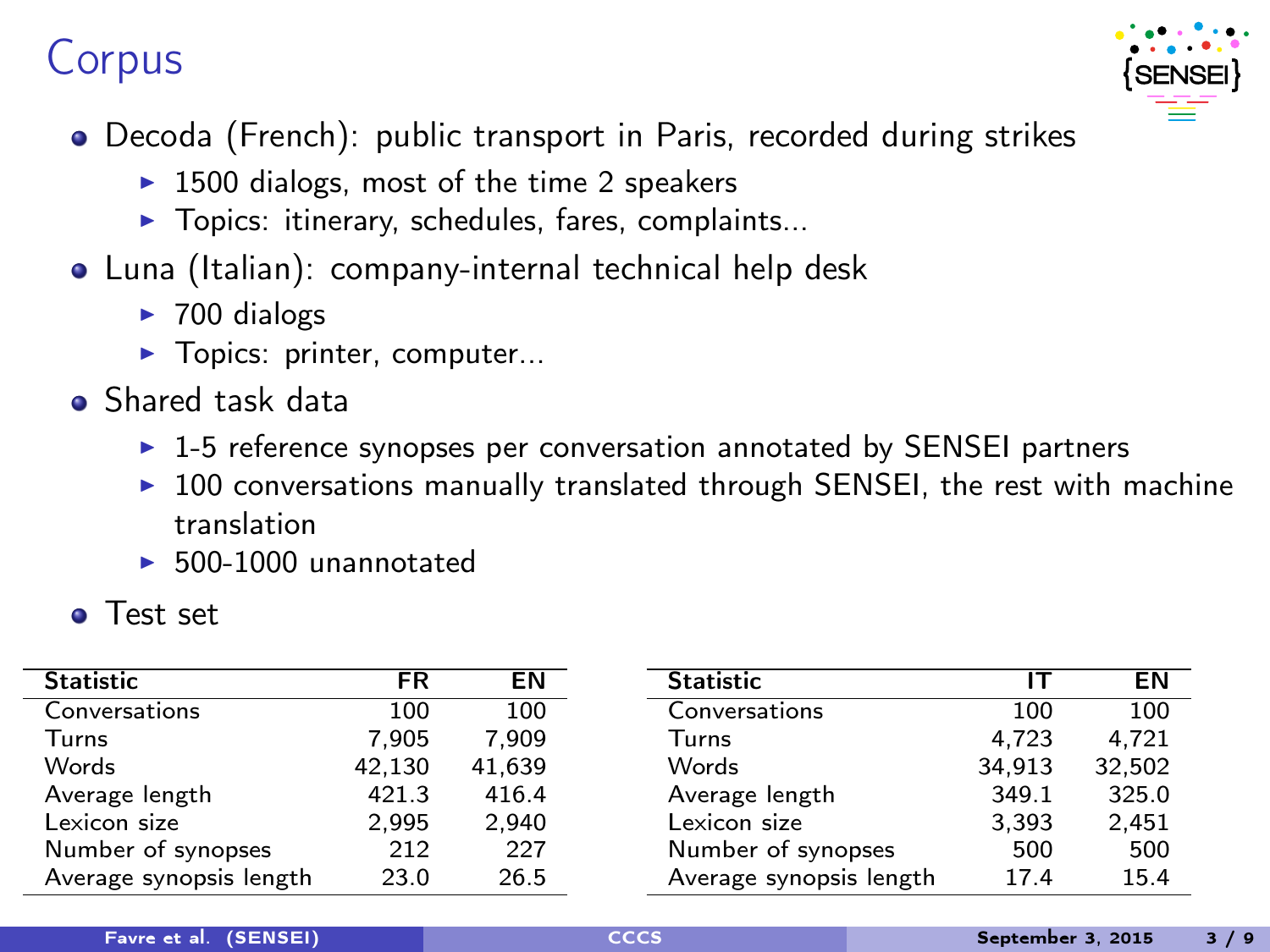# Corpus

- Decoda (French): public transport in Paris, recorded during strikes
  - 1500 dialogs, most of the time 2 speakers
  - Topics: itinerary, schedules, fares, complaints...
- Luna (Italian): company-internal technical help desk
  - 700 dialogs
  - Topics: printer, computer...
- Shared task data
  - 1-5 reference synopses per conversation annotated by SENSEI partners
  - 100 conversations manually translated through SENSEI, the rest with machine translation
  - 500-1000 unannotated
- Test set

| Statistic | FR | EN |
|---|---|---|
| Conversations | 100 | 100 |
| Turns | 7,905 | 7,909 |
| Words | 42,130 | 41,639 |
| Average length | 421.3 | 416.4 |
| Lexicon size | 2,995 | 2,940 |
| Number of synopses | 212 | 227 |
| Average synopsis length | 23.0 | 26.5 |

| Statistic | IT | EN |
|---|---|---|
| Conversations | 100 | 100 |
| Turns | 4,723 | 4,721 |
| Words | 34,913 | 32,502 |
| Average length | 349.1 | 325.0 |
| Lexicon size | 3,393 | 2,451 |
| Number of synopses | 500 | 500 |
| Average synopsis length | 17.4 | 15.4 |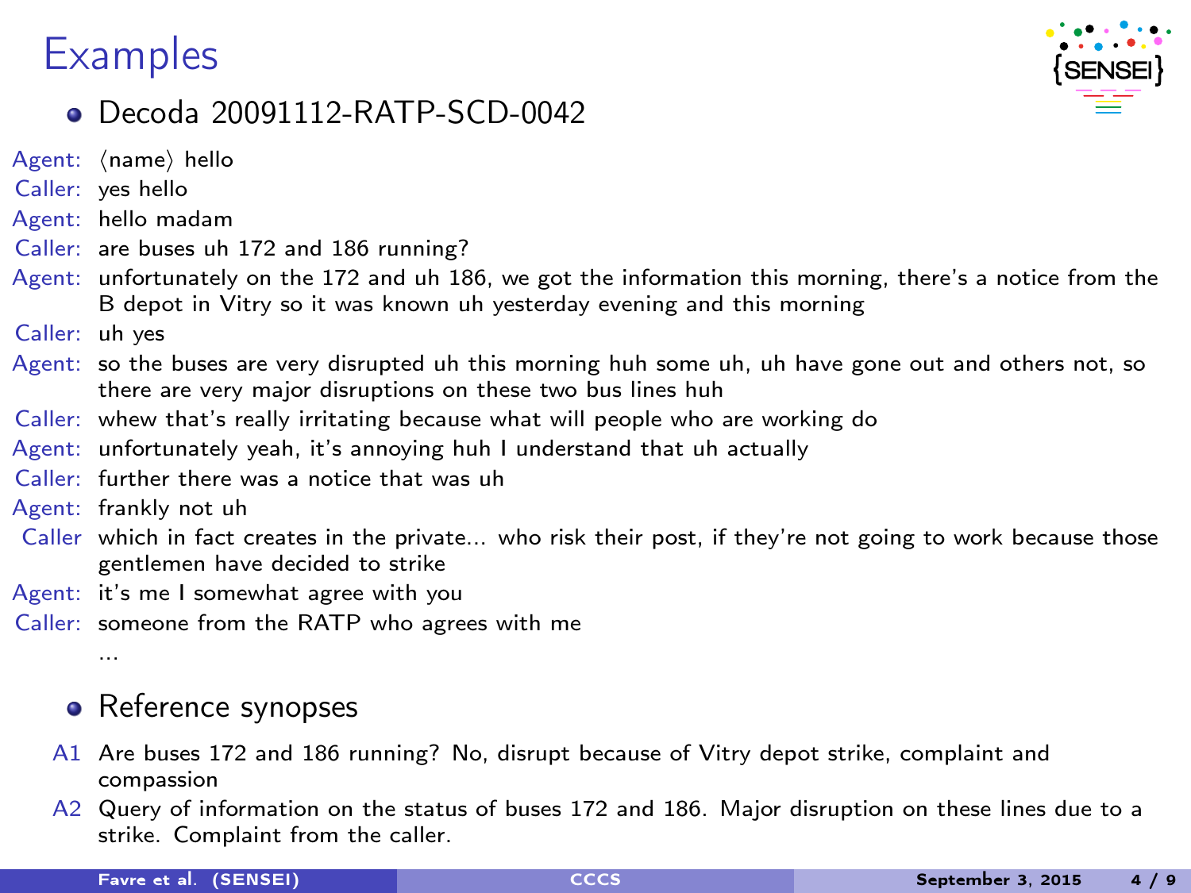# Examples

- Decoda 20091112-RATP-SCD-0042

**Agent:** ⟨name⟩ hello
**Caller:** yes hello
**Agent:** hello madam
**Caller:** are buses uh 172 and 186 running?
**Agent:** unfortunately on the 172 and uh 186, we got the information this morning, there's a notice from the B depot in Vitry so it was known uh yesterday evening and this morning
**Caller:** uh yes
**Agent:** so the buses are very disrupted uh this morning huh some uh, uh have gone out and others not, so there are very major disruptions on these two bus lines huh
**Caller:** whew that's really irritating because what will people who are working do
**Agent:** unfortunately yeah, it's annoying huh I understand that uh actually
**Caller:** further there was a notice that was uh
**Agent:** frankly not uh
**Caller** which in fact creates in the private... who risk their post, if they're not going to work because those gentlemen have decided to strike
**Agent:** it's me I somewhat agree with you
**Caller:** someone from the RATP who agrees with me
...

- Reference synopses

A1 Are buses 172 and 186 running? No, disrupt because of Vitry depot strike, complaint and compassion

A2 Query of information on the status of buses 172 and 186. Major disruption on these lines due to a strike. Complaint from the caller.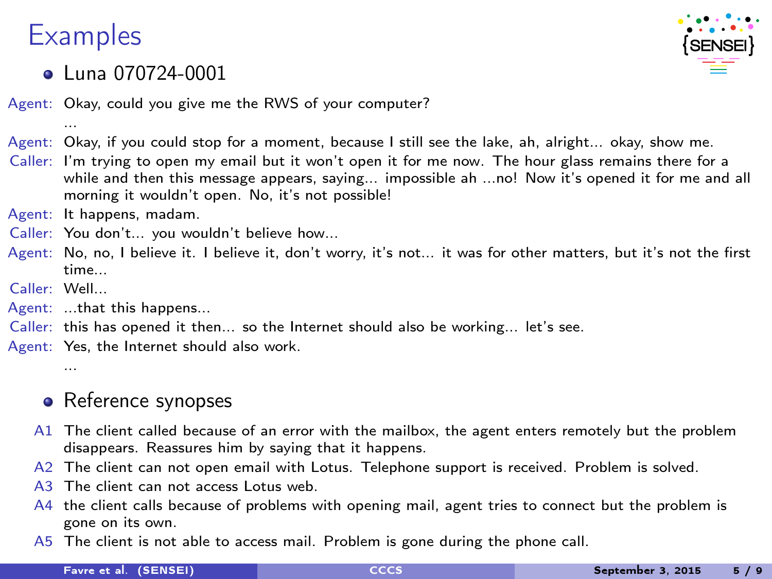# Examples

- Luna 070724-0001

**Agent:** Okay, could you give me the RWS of your computer?

...

**Agent:** Okay, if you could stop for a moment, because I still see the lake, ah, alright... okay, show me.

**Caller:** I'm trying to open my email but it won't open it for me now. The hour glass remains there for a while and then this message appears, saying... impossible ah ...no! Now it's opened it for me and all morning it wouldn't open. No, it's not possible!

**Agent:** It happens, madam.

**Caller:** You don't... you wouldn't believe how...

**Agent:** No, no, I believe it. I believe it, don't worry, it's not... it was for other matters, but it's not the first time...

**Caller:** Well...

**Agent:** ...that this happens...

**Caller:** this has opened it then... so the Internet should also be working... let's see.

**Agent:** Yes, the Internet should also work.

...

- Reference synopses

A1 The client called because of an error with the mailbox, the agent enters remotely but the problem disappears. Reassures him by saying that it happens.

A2 The client can not open email with Lotus. Telephone support is received. Problem is solved.

A3 The client can not access Lotus web.

A4 the client calls because of problems with opening mail, agent tries to connect but the problem is gone on its own.

A5 The client is not able to access mail. Problem is gone during the phone call.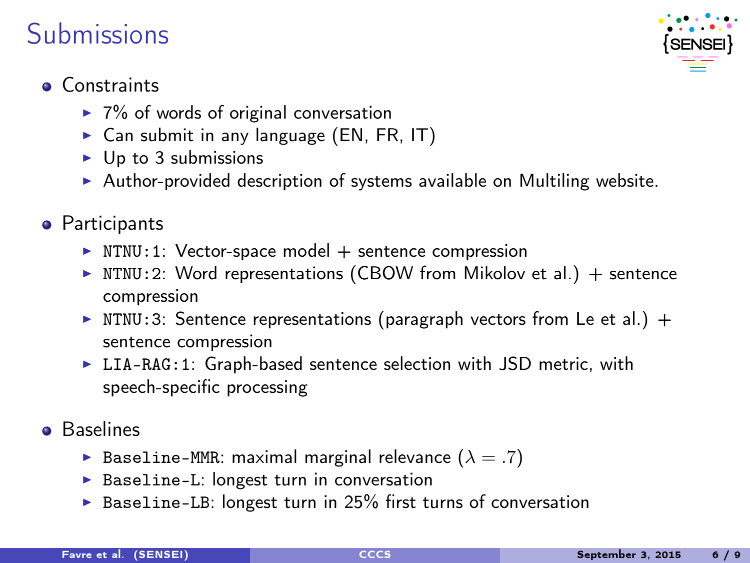# Submissions

- Constraints
  - 7% of words of original conversation
  - Can submit in any language (EN, FR, IT)
  - Up to 3 submissions
  - Author-provided description of systems available on Multiling website.
- Participants
  - `NTNU:1`: Vector-space model + sentence compression
  - `NTNU:2`: Word representations (CBOW from Mikolov et al.) + sentence compression
  - `NTNU:3`: Sentence representations (paragraph vectors from Le et al.) + sentence compression
  - `LIA-RAG:1`: Graph-based sentence selection with JSD metric, with speech-specific processing
- Baselines
  - `Baseline-MMR`: maximal marginal relevance ($\lambda = .7$)
  - `Baseline-L`: longest turn in conversation
  - `Baseline-LB`: longest turn in 25% first turns of conversation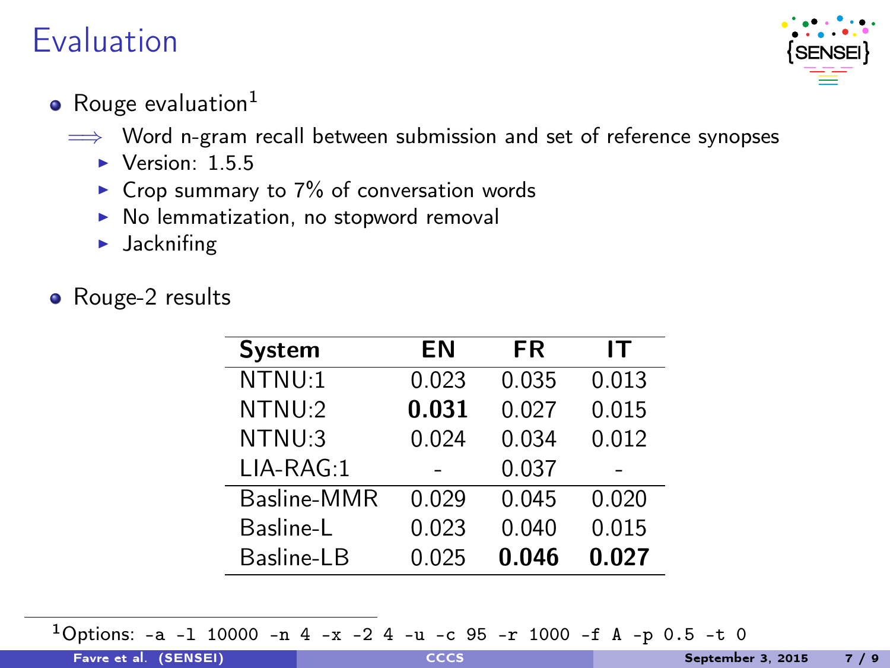# Evaluation

- Rouge evaluation[1]

  ⟹ Word n-gram recall between submission and set of reference synopses
  - Version: 1.5.5
  - Crop summary to 7% of conversation words
  - No lemmatization, no stopword removal
  - Jacknifing

- Rouge-2 results

| System | EN | FR | IT |
|---|---|---|---|
| NTNU:1 | 0.023 | 0.035 | 0.013 |
| NTNU:2 | **0.031** | 0.027 | 0.015 |
| NTNU:3 | 0.024 | 0.034 | 0.012 |
| LIA-RAG:1 | - | 0.037 | - |
| Basline-MMR | 0.029 | 0.045 | 0.020 |
| Basline-L | 0.023 | 0.040 | 0.015 |
| Basline-LB | 0.025 | **0.046** | **0.027** |

[1] Options: `-a -l 10000 -n 4 -x -2 4 -u -c 95 -r 1000 -f A -p 0.5 -t 0`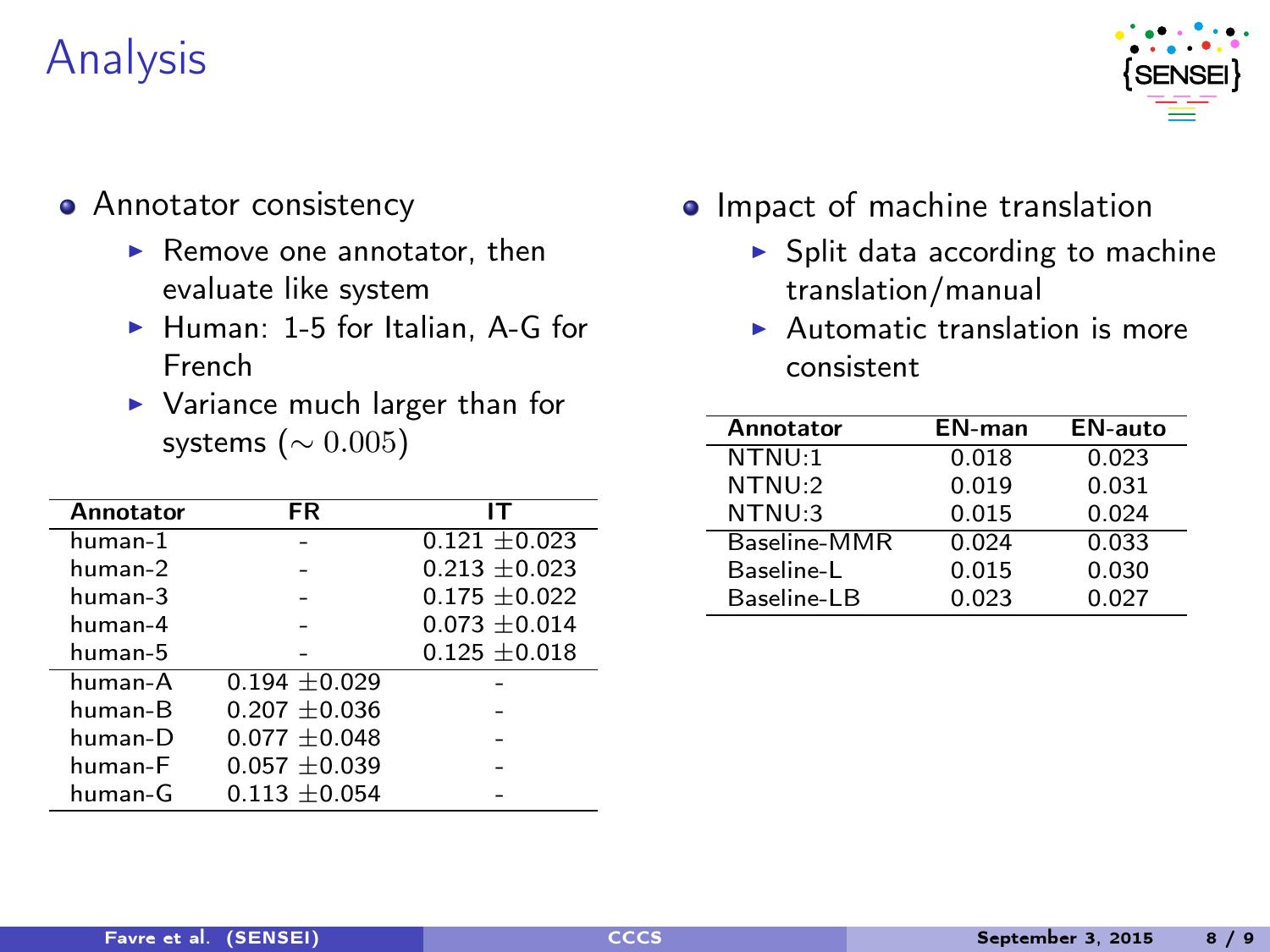# Analysis

- Annotator consistency
  - Remove one annotator, then evaluate like system
  - Human: 1-5 for Italian, A-G for French
  - Variance much larger than for systems ($\sim 0.005$)

| Annotator | FR | IT |
|---|---|---|
| human-1 | - | 0.121 $\pm$0.023 |
| human-2 | - | 0.213 $\pm$0.023 |
| human-3 | - | 0.175 $\pm$0.022 |
| human-4 | - | 0.073 $\pm$0.014 |
| human-5 | - | 0.125 $\pm$0.018 |
| human-A | 0.194 $\pm$0.029 | - |
| human-B | 0.207 $\pm$0.036 | - |
| human-D | 0.077 $\pm$0.048 | - |
| human-F | 0.057 $\pm$0.039 | - |
| human-G | 0.113 $\pm$0.054 | - |

- Impact of machine translation
  - Split data according to machine translation/manual
  - Automatic translation is more consistent

| Annotator | EN-man | EN-auto |
|---|---|---|
| NTNU:1 | 0.018 | 0.023 |
| NTNU:2 | 0.019 | 0.031 |
| NTNU:3 | 0.015 | 0.024 |
| Baseline-MMR | 0.024 | 0.033 |
| Baseline-L | 0.015 | 0.030 |
| Baseline-LB | 0.023 | 0.027 |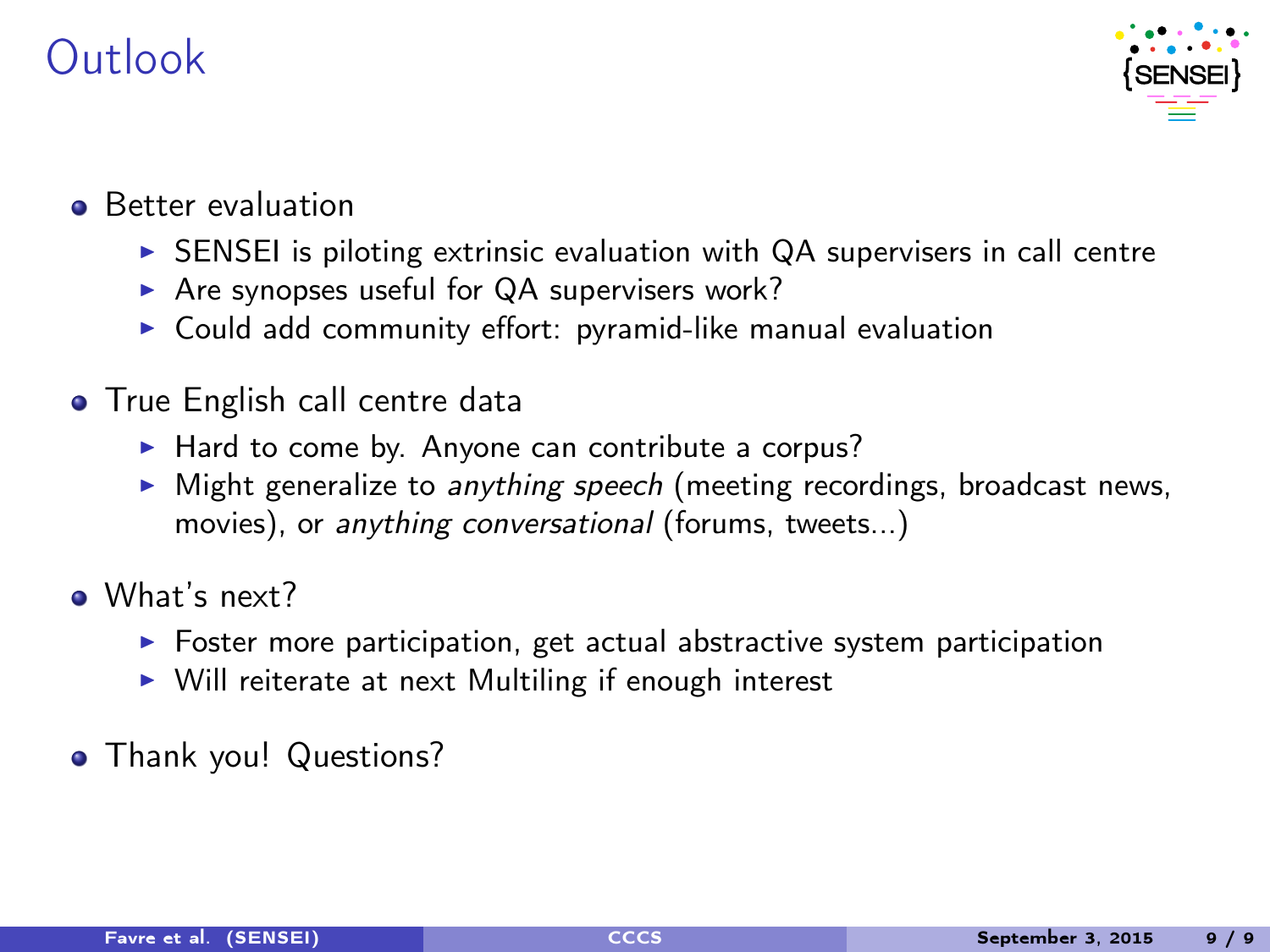# Outlook

- Better evaluation
  - SENSEI is piloting extrinsic evaluation with QA supervisers in call centre
  - Are synopses useful for QA supervisers work?
  - Could add community effort: pyramid-like manual evaluation
- True English call centre data
  - Hard to come by. Anyone can contribute a corpus?
  - Might generalize to *anything speech* (meeting recordings, broadcast news, movies), or *anything conversational* (forums, tweets...)
- What's next?
  - Foster more participation, get actual abstractive system participation
  - Will reiterate at next Multiling if enough interest
- Thank you! Questions?